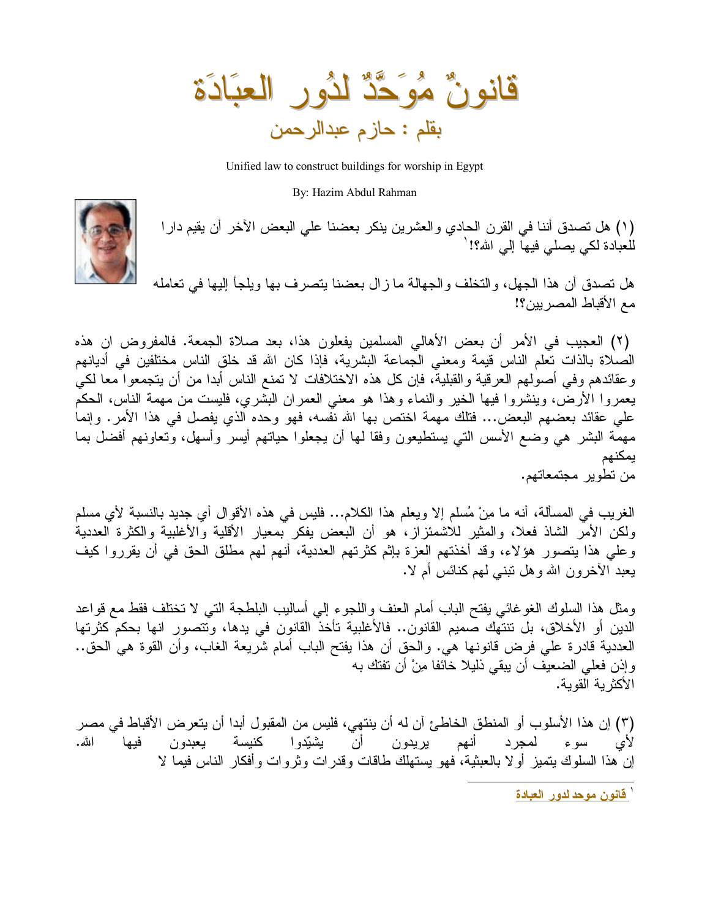# قانونٌ مُوَحَّدٌ لدُور العبَادَة

## بقلم : حازم عبدالرحمن

Unified law to construct buildings for worship in Egypt

By: Hazim Abdul Rahman

(١) هل تصدق أننا في القرن الحادي والعشرين ينكر بعضنا علي البعض الآخر أن يقيم دارا للعبادة لكي يصلي فيها إلي الله؟![1]

هل تصدق أن هذا الجهل، والتخلف والجهالة ما زال بعضنا يتصرف بها ويلجأ إليها في تعامله مع الأقباط المصريين؟!

(٢) العجيب في الأمر أن بعض الأهالي المسلمين يفعلون هذا، بعد صلاة الجمعة. فالمفروض ان هذه الصلاة بالذات تعلم الناس قيمة ومعني الجماعة البشرية، فإذا كان الله قد خلق الناس مختلفين في أديانهم وعقائدهم وفي أصولهم العرقية والقبلية، فإن كل هذه الاختلافات لا تمنع الناس أبدا من أن يتجمعوا معا لكي يعمروا الأرض، وينشروا فيها الخير والنماء وهذا هو معني العمران البشري، فليست من مهمة الناس، الحكم علي عقائد بعضهم البعض... فتلك مهمة اختص بها الله نفسه، فهو وحده الذي يفصل في هذا الأمر. وإنما مهمة البشر هي وضع الأسس التي يستطيعون وفقا لها أن يجعلوا حياتهم أيسر وأسهل، وتعاونهم أفضل بما يمكنهم من تطوير مجتمعاتهم.

الغريب في المسألة، أنه ما مِنْ مُسلم إلا ويعلم هذا الكلام... فليس في هذه الأقوال أي جديد بالنسبة لأي مسلم ولكن الأمر الشاذ فعلا، والمثير للاشمئزاز، هو أن البعض يفكر بمعيار الأقلية والأغلبية والكثرة العددية وعلي هذا يتصور هؤلاء، وقد أخذتهم العزة بإثم كثرتهم العددية، أنهم لهم مطلق الحق في أن يقرروا كيف يعبد الآخرون الله وهل تبني لهم كنائس أم لا.

ومثل هذا السلوك الغوغائي يفتح الباب أمام العنف واللجوء إلي أساليب البلطجة التي لا تختلف فقط مع قواعد الدين أو الأخلاق، بل تنتهك صميم القانون.. فالأغلبية تأخذ القانون في يدها، وتتصور انها بحكم كثرتها العددية قادرة علي فرض قانونها هي. والحق أن هذا يفتح الباب أمام شريعة الغاب، وأن القوة هي الحق.. وإذن فعلي الضعيف أن يبقي ذليلا خائفا مِنْ أن تفتك به الأكثرية القوية.

(٣) إن هذا الأسلوب أو المنطق الخاطئ آن له أن ينتهي، فليس من المقبول أبدا أن يتعرض الأقباط في مصر لأي سوء لمجرد أنهم يريدون أن يشيّدوا كنيسة يعبدون فيها الله.
إن هذا السلوك يتميز أولا بالعبثية، فهو يستهلك طاقات وقدرات وثروات وأفكار الناس فيما لا

[1] قانون موحد لدور العبادة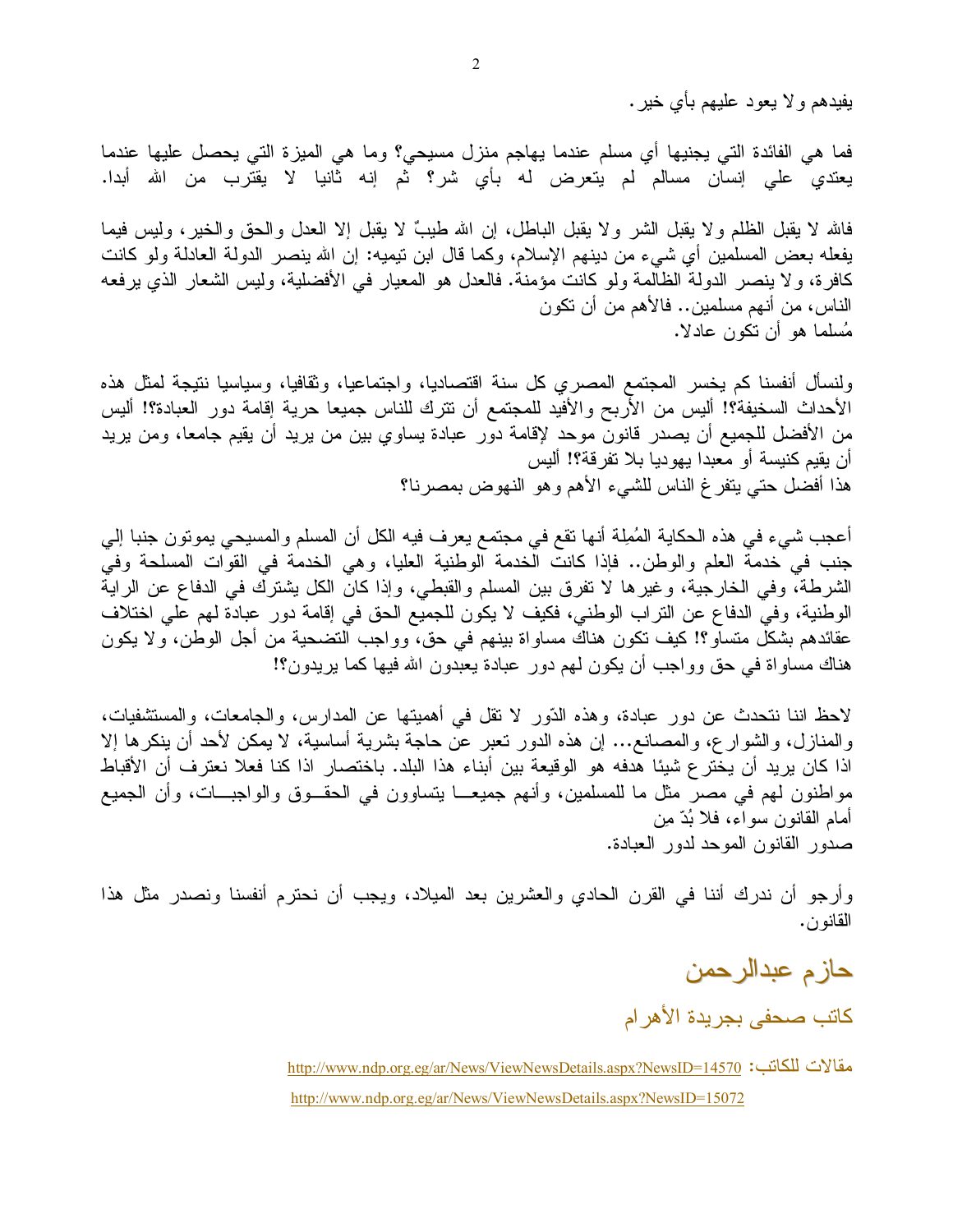يفيدهم ولا يعود عليهم بأي خير.

فما هي الفائدة التي يجنيها أي مسلم عندما يهاجم منزل مسيحي؟ وما هي الميزة التي يحصل عليها عندما يعتدي علي إنسان مسالم لم يتعرض له بأي شر؟ ثم إنه ثانيا لا يقترب من الله أبدا.

فالله لا يقبل الظلم ولا يقبل الشر ولا يقبل الباطل، إن الله طيبٌ لا يقبل إلا العدل والحق والخير، وليس فيما يفعله بعض المسلمين أي شيء من دينهم الإسلام، وكما قال ابن تيميه: إن الله ينصر الدولة العادلة ولو كانت كافرة، ولا ينصر الدولة الظالمة ولو كانت مؤمنة. فالعدل هو المعيار في الأفضلية، وليس الشعار الذي يرفعه الناس، من أنهم مسلمين.. فالأهم من أن تكون مُسلما هو أن تكون عادلا.

ولنسأل أنفسنا كم يخسر المجتمع المصري كل سنة اقتصاديا، واجتماعيا، وثقافيا، وسياسيا نتيجة لمثل هذه الأحداث السخيفة؟! أليس من الأربح والأفيد للمجتمع أن تترك للناس جميعا حرية إقامة دور العبادة؟! أليس من الأفضل للجميع أن يصدر قانون موحد لإقامة دور عبادة يساوي بين من يريد أن يقيم جامعا، ومن يريد أن يقيم كنيسة أو معبدا يهوديا بلا تفرقة؟! أليس هذا أفضل حتي يتفرغ الناس للشيء الأهم وهو النهوض بمصرنا؟

أعجب شيء في هذه الحكاية المُمِلة أنها تقع في مجتمع يعرف فيه الكل أن المسلم والمسيحي يموتون جنبا إلي جنب في خدمة العلم والوطن.. فإذا كانت الخدمة الوطنية العليا، وهي الخدمة في القوات المسلحة وفي الشرطة، وفي الخارجية، وغيرها لا تفرق بين المسلم والقبطي، وإذا كان الكل يشترك في الدفاع عن الراية الوطنية، وفي الدفاع عن التراب الوطني، فكيف لا يكون للجميع الحق في إقامة دور عبادة لهم علي اختلاف عقائدهم بشكل متساو؟! كيف تكون هناك مساواة بينهم في حق، وواجب التضحية من أجل الوطن، ولا يكون هناك مساواة في حق وواجب أن يكون لهم دور عبادة يعبدون الله فيها كما يريدون؟!

لاحظ اننا نتحدث عن دور عبادة، وهذه الدّور لا تقل في أهميتها عن المدارس، والجامعات، والمستشفيات، والمنازل، والشوارع، والمصانع... إن هذه الدور تعبر عن حاجة بشرية أساسية، لا يمكن لأحد أن ينكرها إلا اذا كان يريد أن يخترع شيئا هدفه هو الوقيعة بين أبناء هذا البلد. باختصار اذا كنا فعلا نعترف أن الأقباط مواطنون لهم في مصر مثل ما للمسلمين، وأنهم جميعـا يتساوون في الحقـوق والواجبـات، وأن الجميع أمام القانون سواء، فلا بُدّ من صدور القانون الموحد لدور العبادة.

وأرجو أن ندرك أننا في القرن الحادي والعشرين بعد الميلاد، ويجب أن نحترم أنفسنا ونصدر مثل هذا القانون.

## حازم عبدالرحمن

### كاتب صحفى بجريدة الأهرام

مقالات للكاتب: http://www.ndp.org.eg/ar/News/ViewNewsDetails.aspx?NewsID=14570

http://www.ndp.org.eg/ar/News/ViewNewsDetails.aspx?NewsID=15072